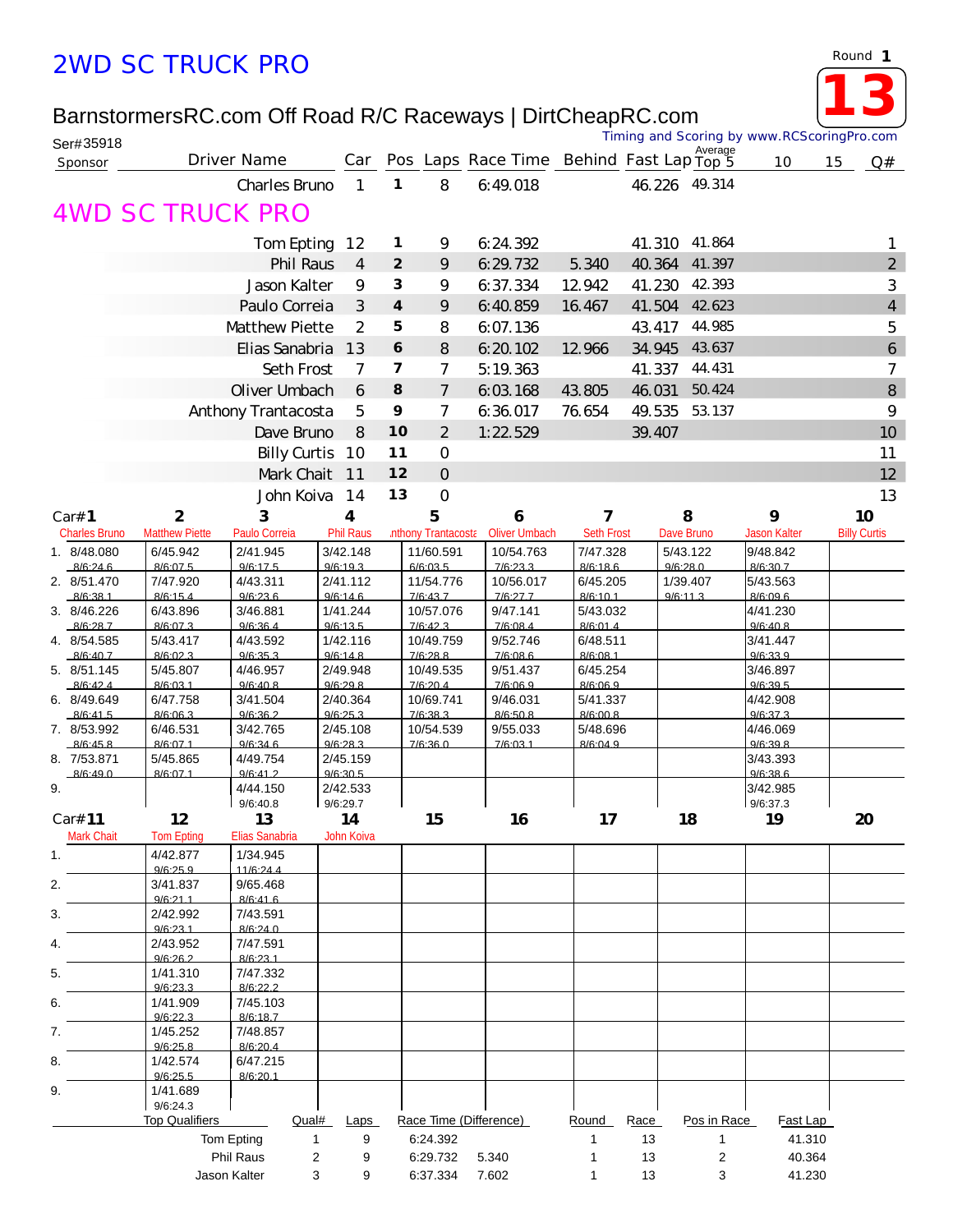# 2WD SC TRUCK PRO

Round 1

**13**

BarnstormersRC.com Off Road R/C Raceways | DirtCheapRC.com

Ser#35918

Timing and Scoring by www.RCScoringPro.com

| Sponsor | Driver Name | Car | Pos | Laps | Race Time | Behind | Fast Lap | Average Top 5 | 10 | 15 | Q# |
|---|---|---|---|---|---|---|---|---|---|---|---|
| | Charles Bruno | 1 | 1 | 8 | 6:49.018 | | 46.226 | 49.314 | | | |

# 4WD SC TRUCK PRO

| Sponsor | Driver Name | Car | Pos | Laps | Race Time | Behind | Fast Lap | Average Top 5 | 10 | 15 | Q# |
|---|---|---|---|---|---|---|---|---|---|---|---|
| | Tom Epting | 12 | 1 | 9 | 6:24.392 | | 41.310 | 41.864 | | | 1 |
| | Phil Raus | 4 | 2 | 9 | 6:29.732 | 5.340 | 40.364 | 41.397 | | | 2 |
| | Jason Kalter | 9 | 3 | 9 | 6:37.334 | 12.942 | 41.230 | 42.393 | | | 3 |
| | Paulo Correia | 3 | 4 | 9 | 6:40.859 | 16.467 | 41.504 | 42.623 | | | 4 |
| | Matthew Piette | 2 | 5 | 8 | 6:07.136 | | 43.417 | 44.985 | | | 5 |
| | Elias Sanabria | 13 | 6 | 8 | 6:20.102 | 12.966 | 34.945 | 43.637 | | | 6 |
| | Seth Frost | 7 | 7 | 7 | 5:19.363 | | 41.337 | 44.431 | | | 7 |
| | Oliver Umbach | 6 | 8 | 7 | 6:03.168 | 43.805 | 46.031 | 50.424 | | | 8 |
| | Anthony Trantacosta | 5 | 9 | 7 | 6:36.017 | 76.654 | 49.535 | 53.137 | | | 9 |
| | Dave Bruno | 8 | 10 | 2 | 1:22.529 | | 39.407 | | | | 10 |
| | Billy Curtis | 10 | 11 | 0 | | | | | | | 11 |
| | Mark Chait | 11 | 12 | 0 | | | | | | | 12 |
| | John Koiva | 14 | 13 | 0 | | | | | | | 13 |

| Car# | 1 | 2 | 3 | 4 | 5 | 6 | 7 | 8 | 9 | 10 |
|---|---|---|---|---|---|---|---|---|---|---|
| | Charles Bruno | Matthew Piette | Paulo Correia | Phil Raus | Anthony Trantacosta | Oliver Umbach | Seth Frost | Dave Bruno | Jason Kalter | Billy Curtis |
| 1. | 8/48.080 8/6:24.6 | 6/45.942 8/6:07.5 | 2/41.945 9/6:17.5 | 3/42.148 9/6:19.3 | 11/60.591 6/6:03.5 | 10/54.763 7/6:23.3 | 7/47.328 8/6:18.6 | 5/43.122 9/6:28.0 | 9/48.842 8/6:30.7 | |
| 2. | 8/51.470 8/6:38.1 | 7/47.920 8/6:15.4 | 4/43.311 9/6:23.6 | 2/41.112 9/6:14.6 | 11/54.776 7/6:43.7 | 10/56.017 7/6:27.7 | 6/45.205 8/6:10.1 | 1/39.407 9/6:11.3 | 5/43.563 8/6:09.6 | |
| 3. | 8/46.226 8/6:28.7 | 6/43.896 8/6:07.3 | 3/46.881 9/6:36.4 | 1/41.244 9/6:13.5 | 10/57.076 7/6:42.3 | 9/47.141 7/6:08.4 | 5/43.032 8/6:01.4 | | 4/41.230 9/6:40.8 | |
| 4. | 8/54.585 8/6:40.7 | 5/43.417 8/6:02.3 | 4/43.592 9/6:35.3 | 1/42.116 9/6:14.8 | 10/49.759 7/6:28.8 | 9/52.746 7/6:08.6 | 6/48.511 8/6:08.1 | | 3/41.447 9/6:33.9 | |
| 5. | 8/51.145 8/6:42.4 | 5/45.807 8/6:03.1 | 4/46.957 9/6:40.8 | 2/49.948 9/6:29.8 | 10/49.535 7/6:20.4 | 9/51.437 7/6:06.9 | 6/45.254 8/6:06.9 | | 3/46.897 9/6:39.5 | |
| 6. | 8/49.649 8/6:41.5 | 6/47.758 8/6:06.3 | 3/41.504 9/6:36.2 | 2/40.364 9/6:25.3 | 10/69.741 7/6:38.3 | 9/46.031 8/6:50.8 | 5/41.337 8/6:00.8 | | 4/42.908 9/6:37.3 | |
| 7. | 8/53.992 8/6:45.8 | 6/46.531 8/6:07.1 | 3/42.765 9/6:34.6 | 2/45.108 9/6:28.3 | 10/54.539 7/6:36.0 | 9/55.033 7/6:03.1 | 5/48.696 8/6:04.9 | | 4/46.069 9/6:39.8 | |
| 8. | 7/53.871 8/6:49.0 | 5/45.865 8/6:07.1 | 4/49.754 9/6:41.2 | 2/45.159 9/6:30.5 | | | | | 3/43.393 9/6:38.6 | |
| 9. | | | 4/44.150 9/6:40.8 | 2/42.533 9/6:29.7 | | | | | 3/42.985 9/6:37.3 | |

| Car# | 11 | 12 | 13 | 14 | 15 | 16 | 17 | 18 | 19 | 20 |
|---|---|---|---|---|---|---|---|---|---|---|
| | Mark Chait | Tom Epting | Elias Sanabria | John Koiva | | | | | | |
| 1. | | 4/42.877 9/6:25.9 | 1/34.945 11/6:24.4 | | | | | | | |
| 2. | | 3/41.837 9/6:21.1 | 9/65.468 8/6:41.6 | | | | | | | |
| 3. | | 2/42.992 9/6:23.1 | 7/43.591 8/6:24.0 | | | | | | | |
| 4. | | 2/43.952 9/6:26.2 | 7/47.591 8/6:23.1 | | | | | | | |
| 5. | | 1/41.310 9/6:23.3 | 7/47.332 8/6:22.2 | | | | | | | |
| 6. | | 1/41.909 9/6:22.3 | 7/45.103 8/6:18.7 | | | | | | | |
| 7. | | 1/45.252 9/6:25.8 | 7/48.857 8/6:20.4 | | | | | | | |
| 8. | | 1/42.574 9/6:25.5 | 6/47.215 8/6:20.1 | | | | | | | |
| 9. | | 1/41.689 9/6:24.3 | | | | | | | | |

| Top Qualifiers | Qual# | Laps | Race Time | (Difference) | Round | Race | Pos in Race | Fast Lap |
|---|---|---|---|---|---|---|---|---|
| Tom Epting | 1 | 9 | 6:24.392 | | 1 | 13 | 1 | 41.310 |
| Phil Raus | 2 | 9 | 6:29.732 | 5.340 | 1 | 13 | 2 | 40.364 |
| Jason Kalter | 3 | 9 | 6:37.334 | 7.602 | 1 | 13 | 3 | 41.230 |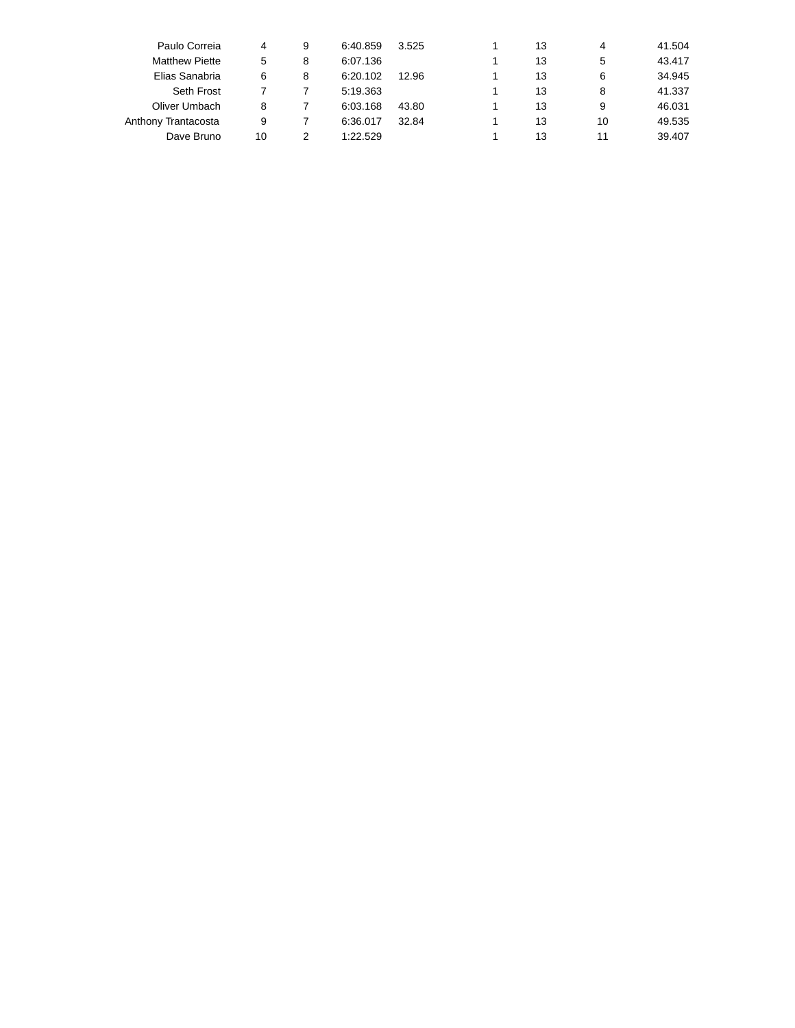| | | | | | | | | |
|---|---|---|---|---|---|---|---|---|
| Paulo Correia | 4 | 9 | 6:40.859 | 3.525 | 1 | 13 | 4 | 41.504 |
| Matthew Piette | 5 | 8 | 6:07.136 | | 1 | 13 | 5 | 43.417 |
| Elias Sanabria | 6 | 8 | 6:20.102 | 12.96 | 1 | 13 | 6 | 34.945 |
| Seth Frost | 7 | 7 | 5:19.363 | | 1 | 13 | 8 | 41.337 |
| Oliver Umbach | 8 | 7 | 6:03.168 | 43.80 | 1 | 13 | 9 | 46.031 |
| Anthony Trantacosta | 9 | 7 | 6:36.017 | 32.84 | 1 | 13 | 10 | 49.535 |
| Dave Bruno | 10 | 2 | 1:22.529 | | 1 | 13 | 11 | 39.407 |